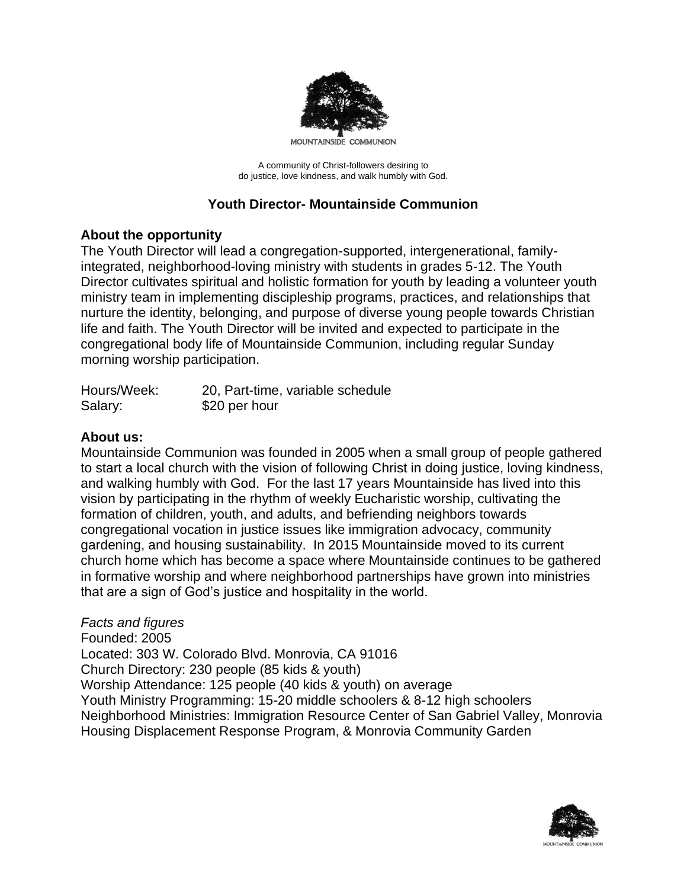MOUNTAINSIDE COMMUNION

A community of Christ-followers desiring to
do justice, love kindness, and walk humbly with God.

# Youth Director- Mountainside Communion

## About the opportunity

The Youth Director will lead a congregation-supported, intergenerational, family-integrated, neighborhood-loving ministry with students in grades 5-12. The Youth Director cultivates spiritual and holistic formation for youth by leading a volunteer youth ministry team in implementing discipleship programs, practices, and relationships that nurture the identity, belonging, and purpose of diverse young people towards Christian life and faith. The Youth Director will be invited and expected to participate in the congregational body life of Mountainside Communion, including regular Sunday morning worship participation.

Hours/Week: 20, Part-time, variable schedule
Salary: $20 per hour

## About us:

Mountainside Communion was founded in 2005 when a small group of people gathered to start a local church with the vision of following Christ in doing justice, loving kindness, and walking humbly with God. For the last 17 years Mountainside has lived into this vision by participating in the rhythm of weekly Eucharistic worship, cultivating the formation of children, youth, and adults, and befriending neighbors towards congregational vocation in justice issues like immigration advocacy, community gardening, and housing sustainability. In 2015 Mountainside moved to its current church home which has become a space where Mountainside continues to be gathered in formative worship and where neighborhood partnerships have grown into ministries that are a sign of God's justice and hospitality in the world.

*Facts and figures*

Founded: 2005
Located: 303 W. Colorado Blvd. Monrovia, CA 91016
Church Directory: 230 people (85 kids & youth)
Worship Attendance: 125 people (40 kids & youth) on average
Youth Ministry Programming: 15-20 middle schoolers & 8-12 high schoolers
Neighborhood Ministries: Immigration Resource Center of San Gabriel Valley, Monrovia Housing Displacement Response Program, & Monrovia Community Garden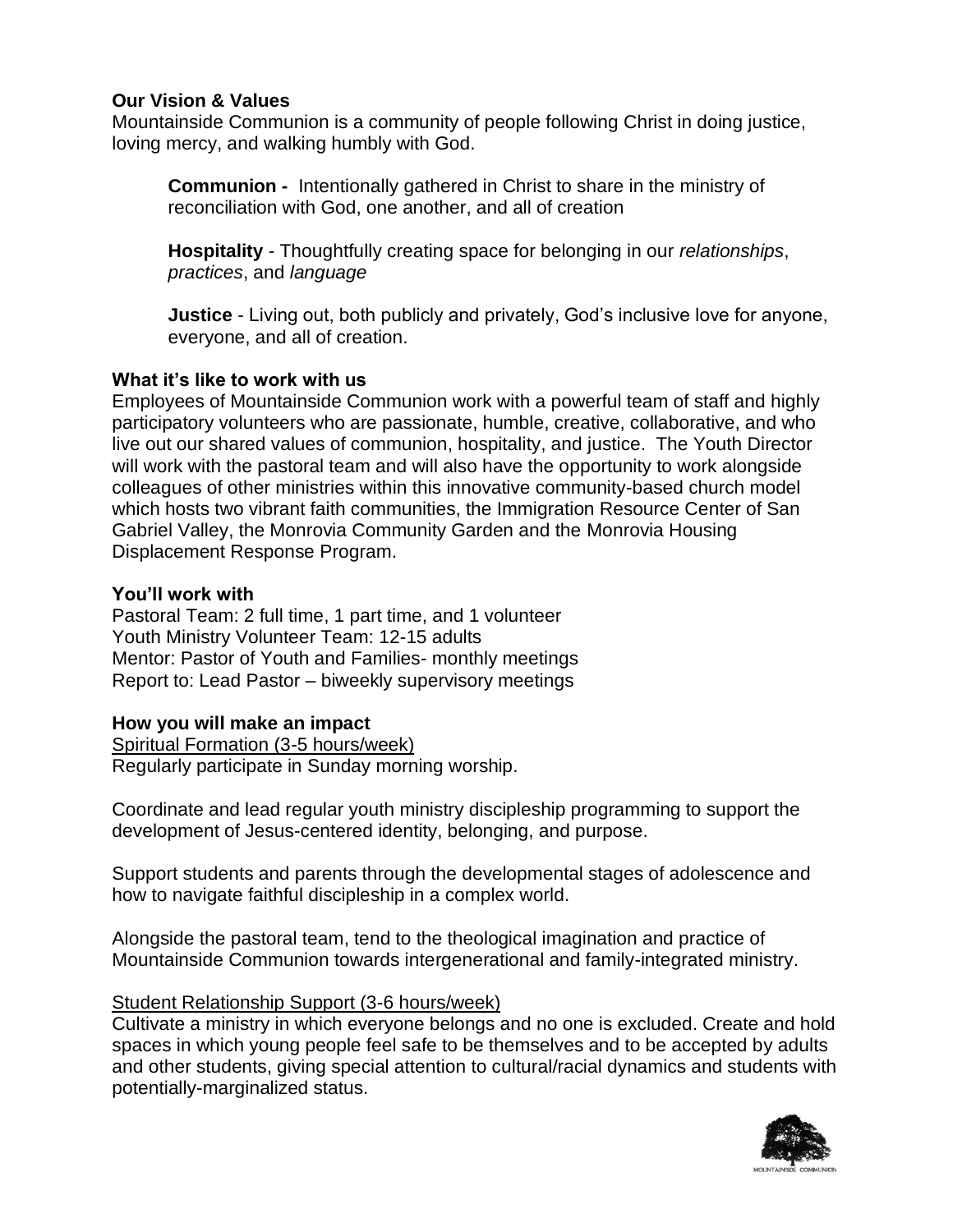**Our Vision & Values**

Mountainside Communion is a community of people following Christ in doing justice, loving mercy, and walking humbly with God.

> **Communion -** Intentionally gathered in Christ to share in the ministry of reconciliation with God, one another, and all of creation
>
> **Hospitality** - Thoughtfully creating space for belonging in our *relationships*, *practices*, and *language*
>
> **Justice** - Living out, both publicly and privately, God's inclusive love for anyone, everyone, and all of creation.

**What it's like to work with us**

Employees of Mountainside Communion work with a powerful team of staff and highly participatory volunteers who are passionate, humble, creative, collaborative, and who live out our shared values of communion, hospitality, and justice. The Youth Director will work with the pastoral team and will also have the opportunity to work alongside colleagues of other ministries within this innovative community-based church model which hosts two vibrant faith communities, the Immigration Resource Center of San Gabriel Valley, the Monrovia Community Garden and the Monrovia Housing Displacement Response Program.

**You'll work with**

Pastoral Team: 2 full time, 1 part time, and 1 volunteer
Youth Ministry Volunteer Team: 12-15 adults
Mentor: Pastor of Youth and Families- monthly meetings
Report to: Lead Pastor – biweekly supervisory meetings

**How you will make an impact**

<u>Spiritual Formation (3-5 hours/week)</u>

Regularly participate in Sunday morning worship.

Coordinate and lead regular youth ministry discipleship programming to support the development of Jesus-centered identity, belonging, and purpose.

Support students and parents through the developmental stages of adolescence and how to navigate faithful discipleship in a complex world.

Alongside the pastoral team, tend to the theological imagination and practice of Mountainside Communion towards intergenerational and family-integrated ministry.

<u>Student Relationship Support (3-6 hours/week)</u>

Cultivate a ministry in which everyone belongs and no one is excluded. Create and hold spaces in which young people feel safe to be themselves and to be accepted by adults and other students, giving special attention to cultural/racial dynamics and students with potentially-marginalized status.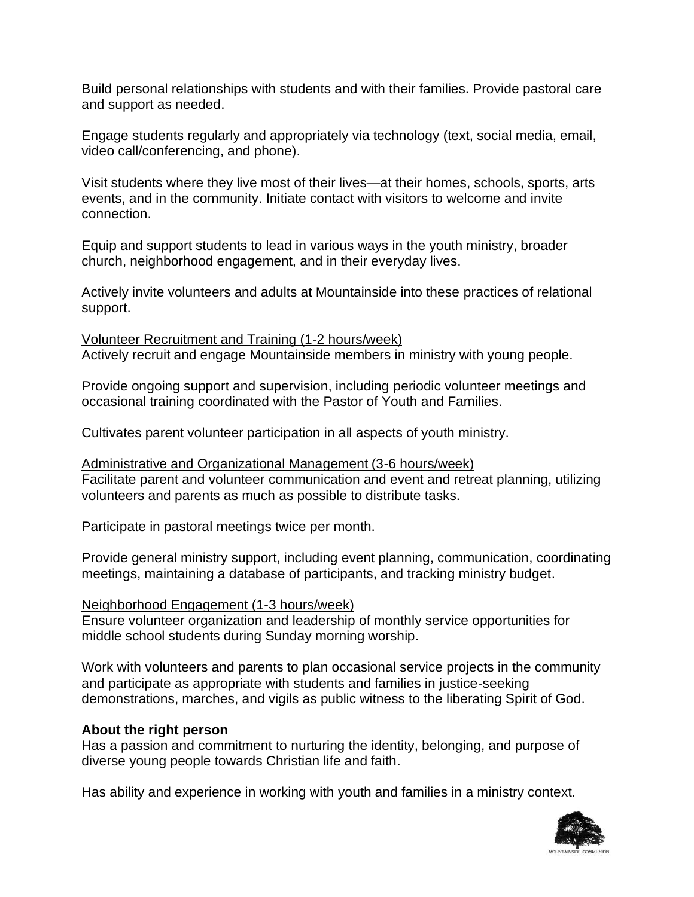Build personal relationships with students and with their families. Provide pastoral care and support as needed.

Engage students regularly and appropriately via technology (text, social media, email, video call/conferencing, and phone).

Visit students where they live most of their lives—at their homes, schools, sports, arts events, and in the community. Initiate contact with visitors to welcome and invite connection.

Equip and support students to lead in various ways in the youth ministry, broader church, neighborhood engagement, and in their everyday lives.

Actively invite volunteers and adults at Mountainside into these practices of relational support.

<u>Volunteer Recruitment and Training (1-2 hours/week)</u>
Actively recruit and engage Mountainside members in ministry with young people.

Provide ongoing support and supervision, including periodic volunteer meetings and occasional training coordinated with the Pastor of Youth and Families.

Cultivates parent volunteer participation in all aspects of youth ministry.

<u>Administrative and Organizational Management (3-6 hours/week)</u>
Facilitate parent and volunteer communication and event and retreat planning, utilizing volunteers and parents as much as possible to distribute tasks.

Participate in pastoral meetings twice per month.

Provide general ministry support, including event planning, communication, coordinating meetings, maintaining a database of participants, and tracking ministry budget.

<u>Neighborhood Engagement (1-3 hours/week)</u>
Ensure volunteer organization and leadership of monthly service opportunities for middle school students during Sunday morning worship.

Work with volunteers and parents to plan occasional service projects in the community and participate as appropriate with students and families in justice-seeking demonstrations, marches, and vigils as public witness to the liberating Spirit of God.

**About the right person**
Has a passion and commitment to nurturing the identity, belonging, and purpose of diverse young people towards Christian life and faith.

Has ability and experience in working with youth and families in a ministry context.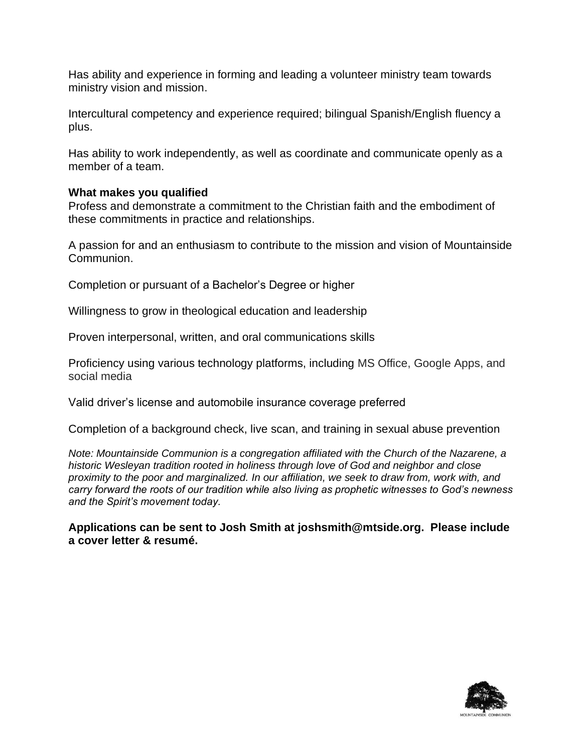Has ability and experience in forming and leading a volunteer ministry team towards ministry vision and mission.

Intercultural competency and experience required; bilingual Spanish/English fluency a plus.

Has ability to work independently, as well as coordinate and communicate openly as a member of a team.

**What makes you qualified**

Profess and demonstrate a commitment to the Christian faith and the embodiment of these commitments in practice and relationships.

A passion for and an enthusiasm to contribute to the mission and vision of Mountainside Communion.

Completion or pursuant of a Bachelor's Degree or higher

Willingness to grow in theological education and leadership

Proven interpersonal, written, and oral communications skills

Proficiency using various technology platforms, including MS Office, Google Apps, and social media

Valid driver's license and automobile insurance coverage preferred

Completion of a background check, live scan, and training in sexual abuse prevention

*Note: Mountainside Communion is a congregation affiliated with the Church of the Nazarene, a historic Wesleyan tradition rooted in holiness through love of God and neighbor and close proximity to the poor and marginalized. In our affiliation, we seek to draw from, work with, and carry forward the roots of our tradition while also living as prophetic witnesses to God's newness and the Spirit's movement today.*

**Applications can be sent to Josh Smith at joshsmith@mtside.org. Please include a cover letter & resumé.**